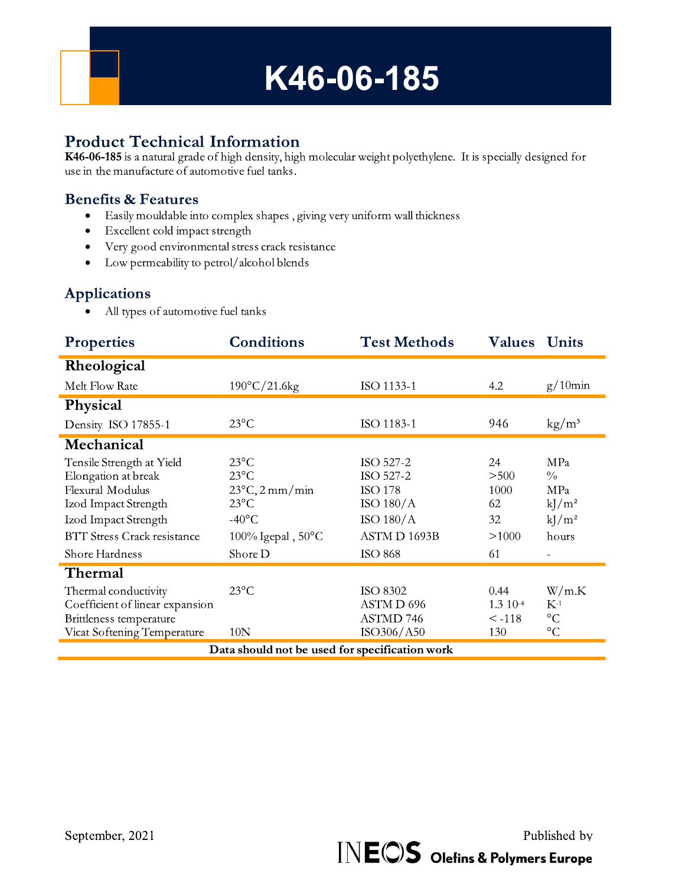# K46-06-185

## Product Technical Information

**K46-06-185** is a natural grade of high density, high molecular weight polyethylene. It is specially designed for use in the manufacture of automotive fuel tanks.

### Benefits & Features

- Easily mouldable into complex shapes , giving very uniform wall thickness
- Excellent cold impact strength
- Very good environmental stress crack resistance
- Low permeability to petrol/alcohol blends

### Applications

- All types of automotive fuel tanks

| Properties | Conditions | Test Methods | Values | Units |
|---|---|---|---|---|
| **Rheological** | | | | |
| Melt Flow Rate | 190°C/21.6kg | ISO 1133-1 | 4.2 | g/10min |
| **Physical** | | | | |
| Density ISO 17855-1 | 23°C | ISO 1183-1 | 946 | kg/m³ |
| **Mechanical** | | | | |
| Tensile Strength at Yield | 23°C | ISO 527-2 | 24 | MPa |
| Elongation at break | 23°C | ISO 527-2 | >500 | % |
| Flexural Modulus | 23°C, 2 mm/min | ISO 178 | 1000 | MPa |
| Izod Impact Strength | 23°C | ISO 180/A | 62 | kJ/m² |
| Izod Impact Strength | -40°C | ISO 180/A | 32 | kJ/m² |
| BTT Stress Crack resistance | 100% Igepal , 50°C | ASTM D 1693B | >1000 | hours |
| Shore Hardness | Shore D | ISO 868 | 61 | - |
| **Thermal** | | | | |
| Thermal conductivity | 23°C | ISO 8302 | 0.44 | W/m.K |
| Coefficient of linear expansion | | ASTM D 696 | $1.3\ 10^{-4}$ | $K^{-1}$ |
| Brittleness temperature | | ASTMD 746 | < -118 | °C |
| Vicat Softening Temperature | 10N | ISO306/A50 | 130 | °C |

**Data should not be used for specification work**

September, 2021

Published by INEOS Olefins & Polymers Europe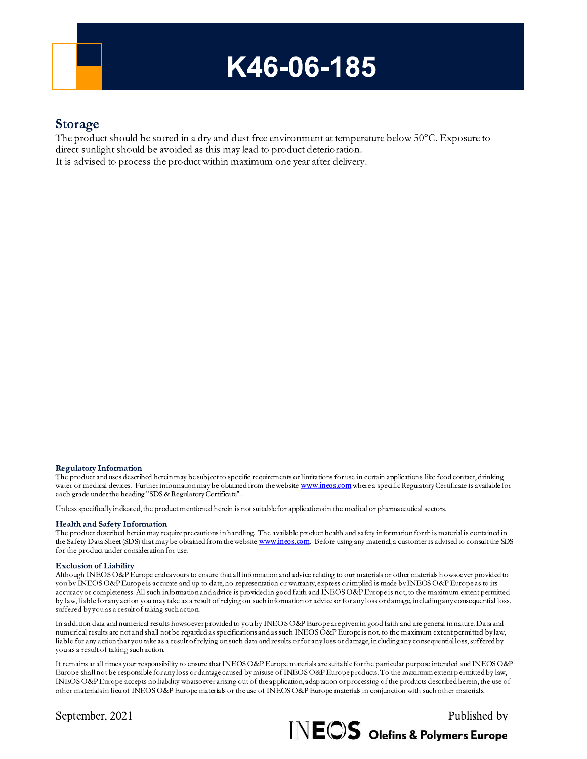# K46-06-185

## Storage

The product should be stored in a dry and dust free environment at temperature below 50°C. Exposure to direct sunlight should be avoided as this may lead to product deterioration.
It is advised to process the product within maximum one year after delivery.

---

### Regulatory Information

The product and uses described herein may be subject to specific requirements or limitations for use in certain applications like food contact, drinking water or medical devices. Further information may be obtained from the website www.ineos.com where a specific Regulatory Certificate is available for each grade under the heading "SDS & Regulatory Certificate".

Unless specifically indicated, the product mentioned herein is not suitable for applications in the medical or pharmaceutical sectors.

### Health and Safety Information

The product described herein may require precautions in handling. The available product health and safety information for this material is contained in the Safety Data Sheet (SDS) that may be obtained from the website www.ineos.com. Before using any material, a customer is advised to consult the SDS for the product under consideration for use.

### Exclusion of Liability

Although INEOS O&P Europe endeavours to ensure that all information and advice relating to our materials or other materials howsoever provided to you by INEOS O&P Europe is accurate and up to date, no representation or warranty, express or implied is made by INEOS O&P Europe as to its accuracy or completeness. All such information and advice is provided in good faith and INEOS O&P Europe is not, to the maximum extent permitted by law, liable for any action you may take as a result of relying on such information or advice or for any loss or damage, including any consequential loss, suffered by you as a result of taking such action.

In addition data and numerical results howsoever provided to you by INEOS O&P Europe are given in good faith and are general in nature. Data and numerical results are not and shall not be regarded as specifications and as such INEOS O&P Europe is not, to the maximum extent permitted by law, liable for any action that you take as a result of relying on such data and results or for any loss or damage, including any consequential loss, suffered by you as a result of taking such action.

It remains at all times your responsibility to ensure that INEOS O&P Europe materials are suitable for the particular purpose intended and INEOS O&P Europe shall not be responsible for any loss or damage caused by misuse of INEOS O&P Europe products. To the maximum extent permitted by law, INEOS O&P Europe accepts no liability whatsoever arising out of the application, adaptation or processing of the products described herein, the use of other materials in lieu of INEOS O&P Europe materials or the use of INEOS O&P Europe materials in conjunction with such other materials.

September, 2021

Published by INEOS Olefins & Polymers Europe